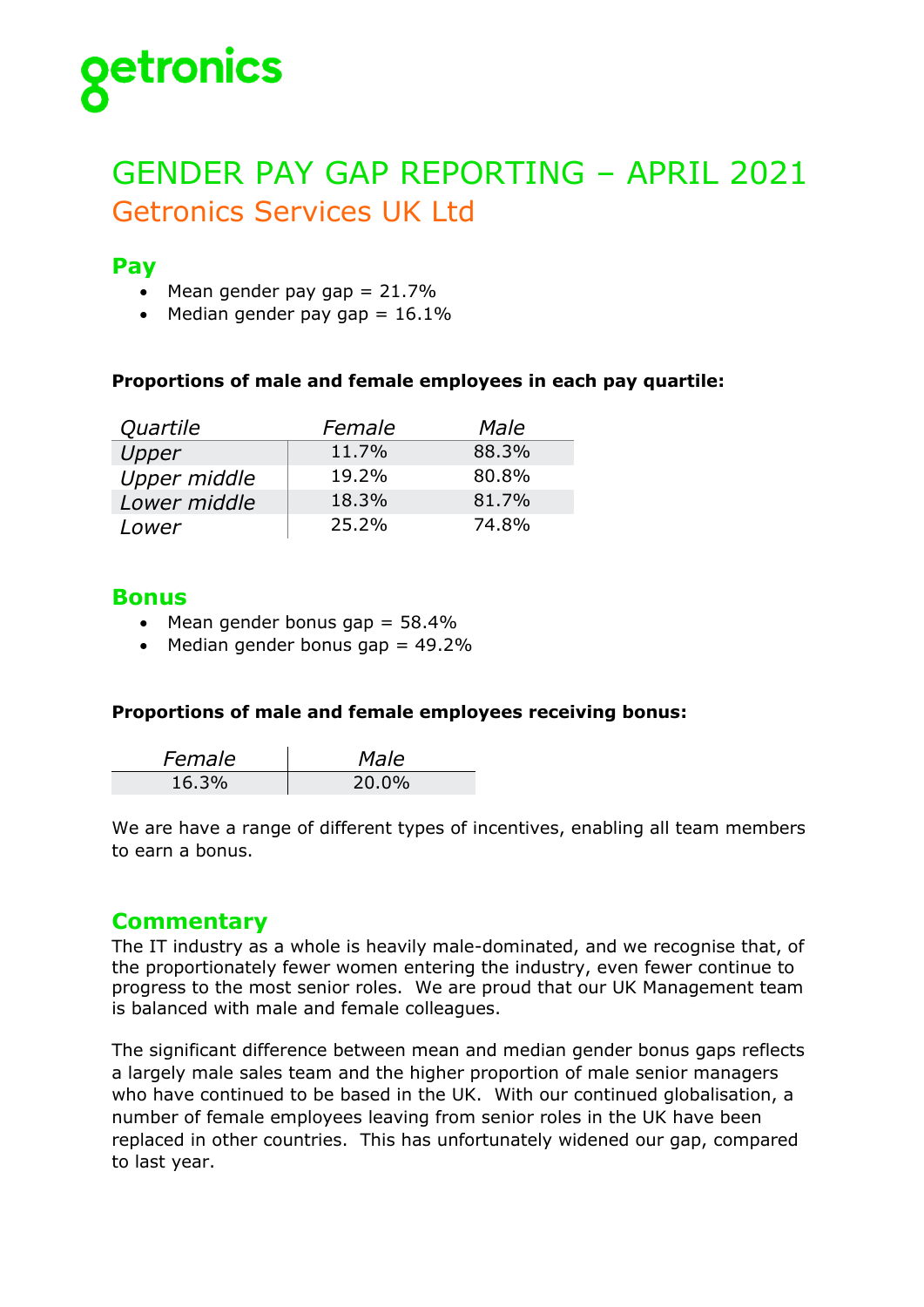getronics

# GENDER PAY GAP REPORTING – APRIL 2021

## Getronics Services UK Ltd

## Pay

- Mean gender pay gap = 21.7%
- Median gender pay gap = 16.1%

**Proportions of male and female employees in each pay quartile:**

| *Quartile* | *Female* | *Male* |
|---|---|---|
| *Upper* | 11.7% | 88.3% |
| *Upper middle* | 19.2% | 80.8% |
| *Lower middle* | 18.3% | 81.7% |
| *Lower* | 25.2% | 74.8% |

## Bonus

- Mean gender bonus gap = 58.4%
- Median gender bonus gap = 49.2%

**Proportions of male and female employees receiving bonus:**

| *Female* | *Male* |
|---|---|
| 16.3% | 20.0% |

We are have a range of different types of incentives, enabling all team members to earn a bonus.

## Commentary

The IT industry as a whole is heavily male-dominated, and we recognise that, of the proportionately fewer women entering the industry, even fewer continue to progress to the most senior roles. We are proud that our UK Management team is balanced with male and female colleagues.

The significant difference between mean and median gender bonus gaps reflects a largely male sales team and the higher proportion of male senior managers who have continued to be based in the UK. With our continued globalisation, a number of female employees leaving from senior roles in the UK have been replaced in other countries. This has unfortunately widened our gap, compared to last year.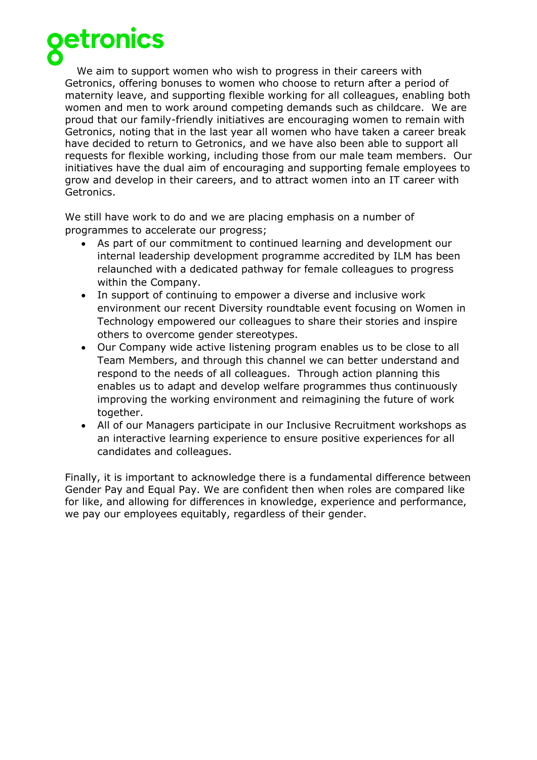We aim to support women who wish to progress in their careers with Getronics, offering bonuses to women who choose to return after a period of maternity leave, and supporting flexible working for all colleagues, enabling both women and men to work around competing demands such as childcare. We are proud that our family-friendly initiatives are encouraging women to remain with Getronics, noting that in the last year all women who have taken a career break have decided to return to Getronics, and we have also been able to support all requests for flexible working, including those from our male team members. Our initiatives have the dual aim of encouraging and supporting female employees to grow and develop in their careers, and to attract women into an IT career with Getronics.

We still have work to do and we are placing emphasis on a number of programmes to accelerate our progress;

- As part of our commitment to continued learning and development our internal leadership development programme accredited by ILM has been relaunched with a dedicated pathway for female colleagues to progress within the Company.
- In support of continuing to empower a diverse and inclusive work environment our recent Diversity roundtable event focusing on Women in Technology empowered our colleagues to share their stories and inspire others to overcome gender stereotypes.
- Our Company wide active listening program enables us to be close to all Team Members, and through this channel we can better understand and respond to the needs of all colleagues. Through action planning this enables us to adapt and develop welfare programmes thus continuously improving the working environment and reimagining the future of work together.
- All of our Managers participate in our Inclusive Recruitment workshops as an interactive learning experience to ensure positive experiences for all candidates and colleagues.

Finally, it is important to acknowledge there is a fundamental difference between Gender Pay and Equal Pay. We are confident then when roles are compared like for like, and allowing for differences in knowledge, experience and performance, we pay our employees equitably, regardless of their gender.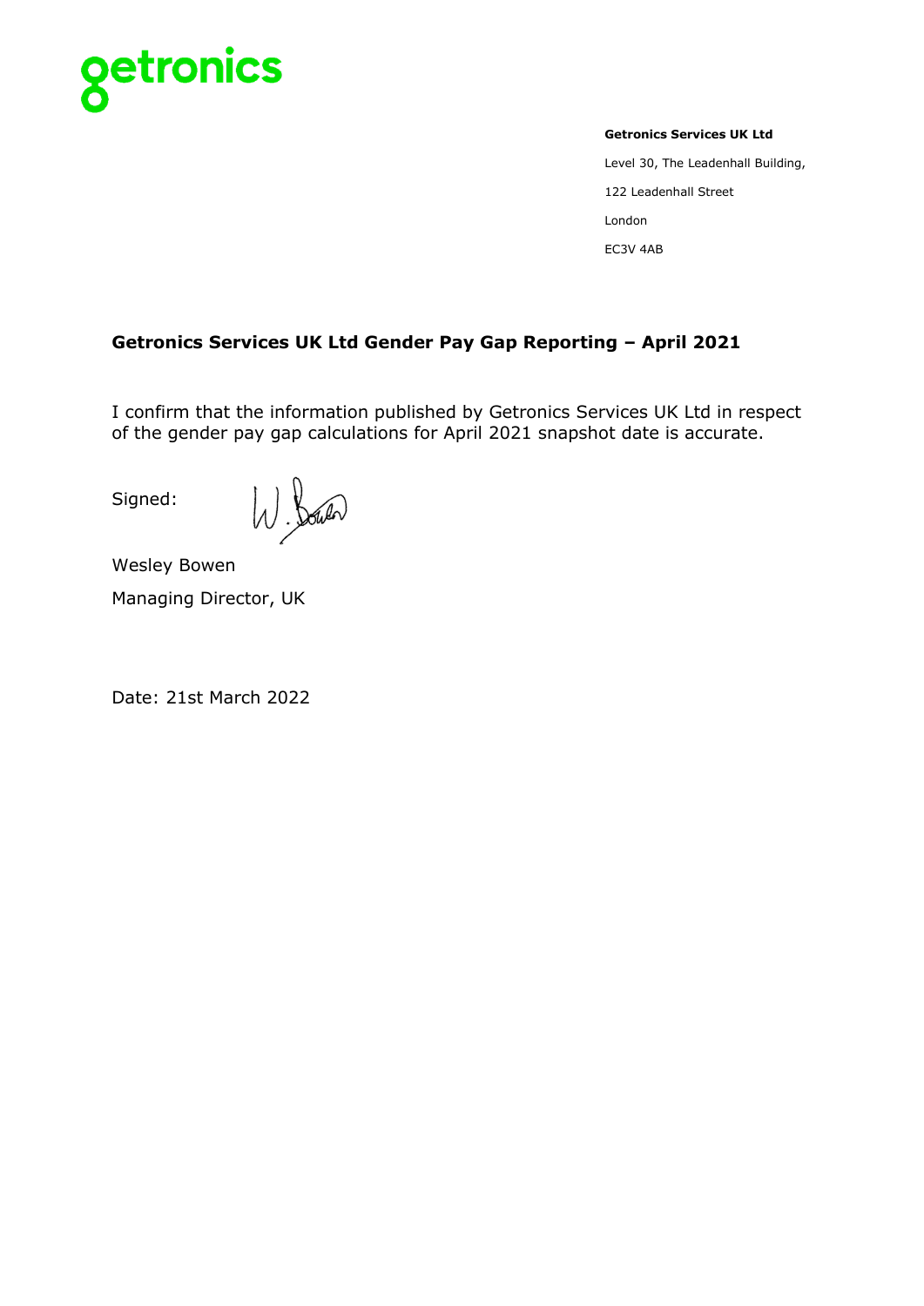getronics

**Getronics Services UK Ltd**

Level 30, The Leadenhall Building,

122 Leadenhall Street

London

EC3V 4AB

## Getronics Services UK Ltd Gender Pay Gap Reporting – April 2021

I confirm that the information published by Getronics Services UK Ltd in respect of the gender pay gap calculations for April 2021 snapshot date is accurate.

Signed:

Wesley Bowen

Managing Director, UK

Date: 21st March 2022